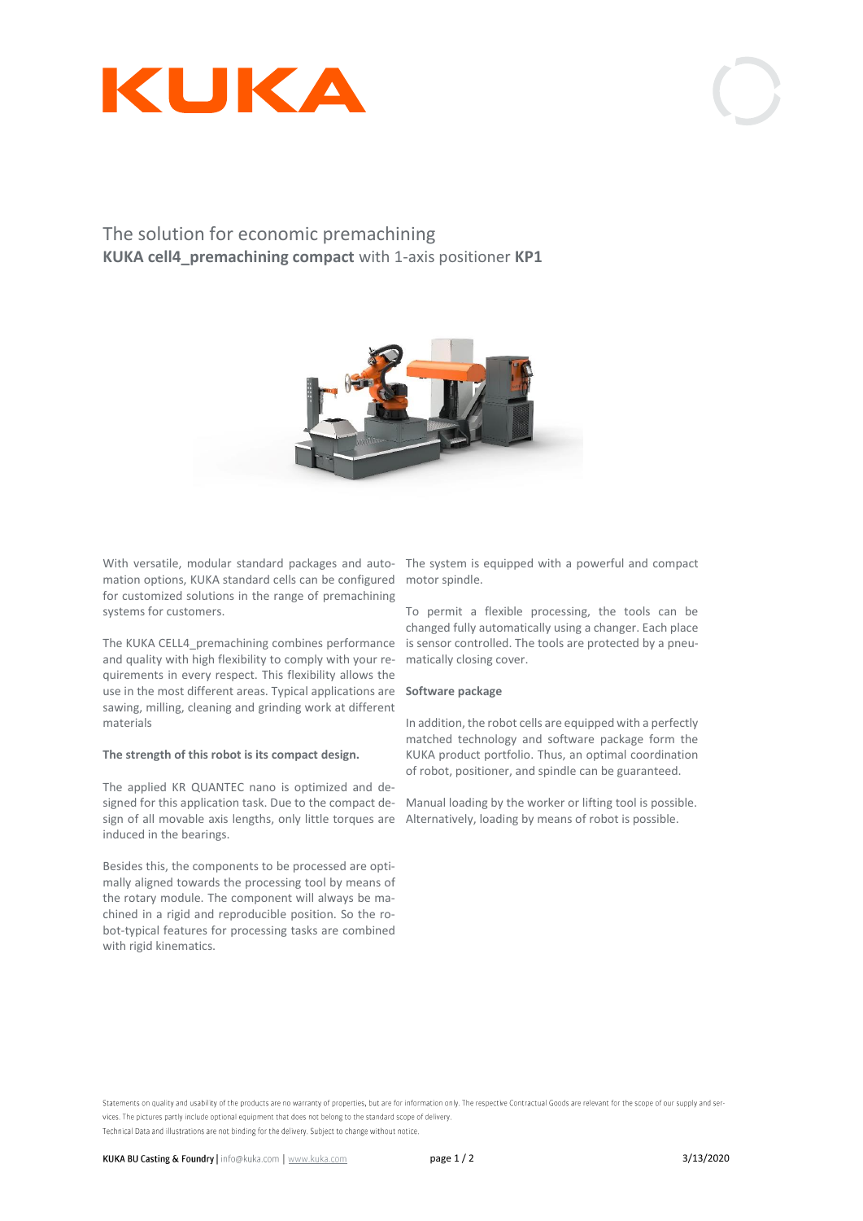KUKA

# The solution for economic premachining

**KUKA cell4_premachining compact** with 1-axis positioner **KP1**

With versatile, modular standard packages and automation options, KUKA standard cells can be configured for customized solutions in the range of premachining systems for customers.

The KUKA CELL4_premachining combines performance and quality with high flexibility to comply with your requirements in every respect. This flexibility allows the use in the most different areas. Typical applications are sawing, milling, cleaning and grinding work at different materials

**The strength of this robot is its compact design.**

The applied KR QUANTEC nano is optimized and designed for this application task. Due to the compact design of all movable axis lengths, only little torques are induced in the bearings.

Besides this, the components to be processed are optimally aligned towards the processing tool by means of the rotary module. The component will always be machined in a rigid and reproducible position. So the robot-typical features for processing tasks are combined with rigid kinematics.

The system is equipped with a powerful and compact motor spindle.

To permit a flexible processing, the tools can be changed fully automatically using a changer. Each place is sensor controlled. The tools are protected by a pneumatically closing cover.

**Software package**

In addition, the robot cells are equipped with a perfectly matched technology and software package form the KUKA product portfolio. Thus, an optimal coordination of robot, positioner, and spindle can be guaranteed.

Manual loading by the worker or lifting tool is possible. Alternatively, loading by means of robot is possible.

Statements on quality and usability of the products are no warranty of properties, but are for information only. The respective Contractual Goods are relevant for the scope of our supply and services. The pictures partly include optional equipment that does not belong to the standard scope of delivery.
Technical Data and illustrations are not binding for the delivery. Subject to change without notice.

**KUKA BU Casting & Foundry** | info@kuka.com | www.kuka.com 3/13/2020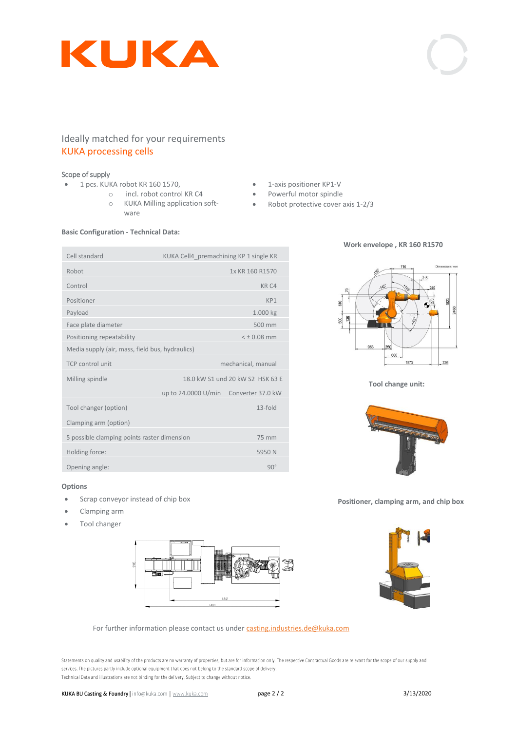## Ideally matched for your requirements
## KUKA processing cells

### Scope of supply

- 1 pcs. KUKA robot KR 160 1570,
  - incl. robot control KR C4
  - KUKA Milling application software
- 1-axis positioner KP1-V
- Powerful motor spindle
- Robot protective cover axis 1-2/3

**Basic Configuration - Technical Data:**

| | |
|---|---|
| Cell standard | KUKA Cell4_premachining KP 1 single KR |
| Robot | 1x KR 160 R1570 |
| Control | KR C4 |
| Positioner | KP1 |
| Payload | 1.000 kg |
| Face plate diameter | 500 mm |
| Positioning repeatability | < ± 0.08 mm |
| Media supply (air, mass, field bus, hydraulics) | |
| TCP control unit | mechanical, manual |
| Milling spindle | 18.0 kW S1 und 20 kW S2 HSK 63 E |
| | up to 24.0000 U/min Converter 37.0 kW |
| Tool changer (option) | 13-fold |
| Clamping arm (option) | |
| 5 possible clamping points raster dimension | 75 mm |
| Holding force: | 5950 N |
| Opening angle: | 90° |

**Work envelope , KR 160 R1570**

**Tool change unit:**

**Positioner, clamping arm, and chip box**

### Options

- Scrap conveyor instead of chip box
- Clamping arm
- Tool changer

For further information please contact us under casting.industries.de@kuka.com

Statements on quality and usability of the products are no warranty of properties, but are for information only. The respective Contractual Goods are relevant for the scope of our supply and services. The pictures partly include optional equipment that does not belong to the standard scope of delivery.
Technical Data and illustrations are not binding for the delivery. Subject to change without notice.

KUKA BU Casting & Foundry | info@kuka.com | www.kuka.com 3/13/2020